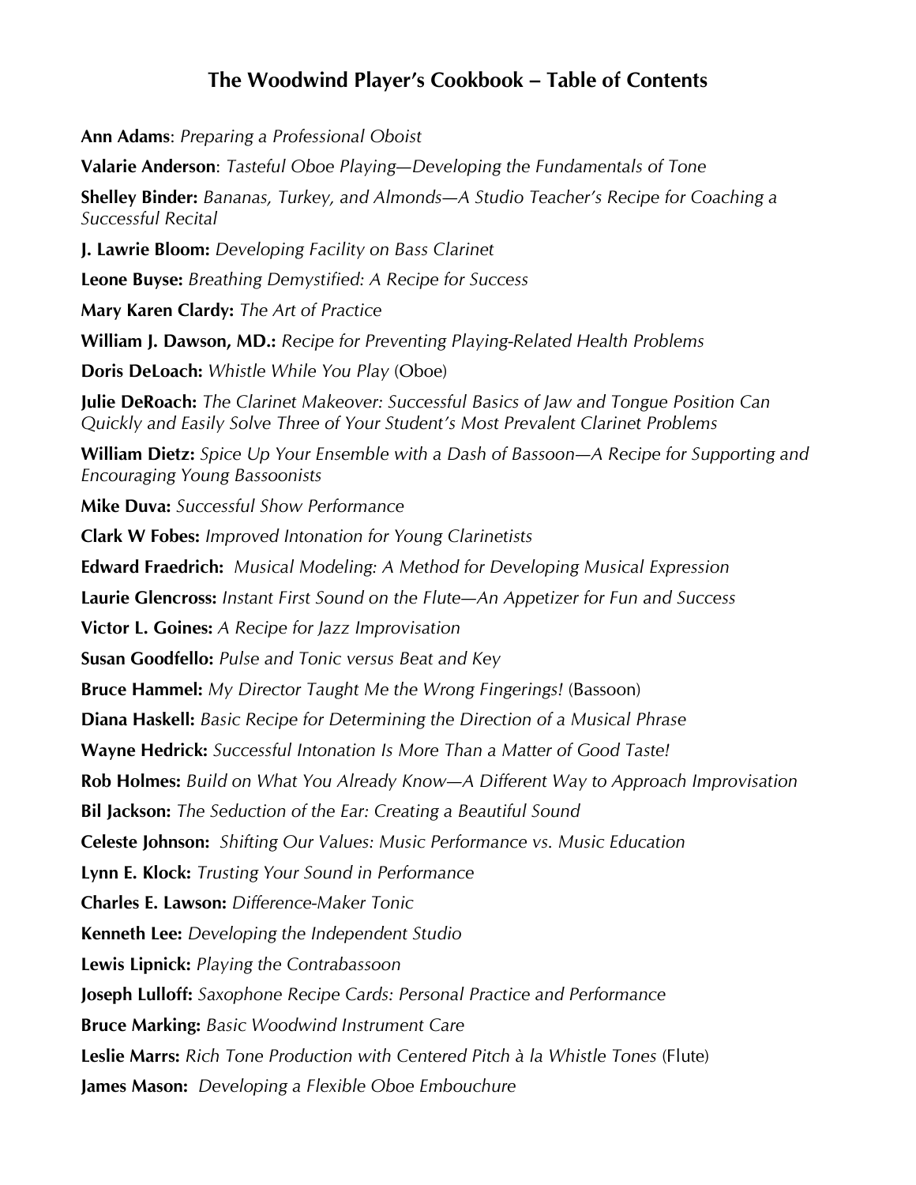# The Woodwind Player's Cookbook – Table of Contents

**Ann Adams**: *Preparing a Professional Oboist*

**Valarie Anderson**: *Tasteful Oboe Playing—Developing the Fundamentals of Tone*

**Shelley Binder:** *Bananas, Turkey, and Almonds—A Studio Teacher's Recipe for Coaching a Successful Recital*

**J. Lawrie Bloom:** *Developing Facility on Bass Clarinet*

**Leone Buyse:** *Breathing Demystified: A Recipe for Success*

**Mary Karen Clardy:** *The Art of Practice*

**William J. Dawson, MD.:** *Recipe for Preventing Playing-Related Health Problems*

**Doris DeLoach:** *Whistle While You Play* (Oboe)

**Julie DeRoach:** *The Clarinet Makeover: Successful Basics of Jaw and Tongue Position Can Quickly and Easily Solve Three of Your Student's Most Prevalent Clarinet Problems*

**William Dietz:** *Spice Up Your Ensemble with a Dash of Bassoon—A Recipe for Supporting and Encouraging Young Bassoonists*

**Mike Duva:** *Successful Show Performance*

**Clark W Fobes:** *Improved Intonation for Young Clarinetists*

**Edward Fraedrich:** *Musical Modeling: A Method for Developing Musical Expression*

**Laurie Glencross:** *Instant First Sound on the Flute—An Appetizer for Fun and Success*

**Victor L. Goines:** *A Recipe for Jazz Improvisation*

**Susan Goodfello:** *Pulse and Tonic versus Beat and Key*

**Bruce Hammel:** *My Director Taught Me the Wrong Fingerings!* (Bassoon)

**Diana Haskell:** *Basic Recipe for Determining the Direction of a Musical Phrase*

**Wayne Hedrick:** *Successful Intonation Is More Than a Matter of Good Taste!*

**Rob Holmes:** *Build on What You Already Know—A Different Way to Approach Improvisation*

**Bil Jackson:** *The Seduction of the Ear: Creating a Beautiful Sound*

**Celeste Johnson:** *Shifting Our Values: Music Performance vs. Music Education*

**Lynn E. Klock:** *Trusting Your Sound in Performance*

**Charles E. Lawson:** *Difference-Maker Tonic*

**Kenneth Lee:** *Developing the Independent Studio*

**Lewis Lipnick:** *Playing the Contrabassoon*

**Joseph Lulloff:** *Saxophone Recipe Cards: Personal Practice and Performance*

**Bruce Marking:** *Basic Woodwind Instrument Care*

**Leslie Marrs:** *Rich Tone Production with Centered Pitch à la Whistle Tones* (Flute)

**James Mason:** *Developing a Flexible Oboe Embouchure*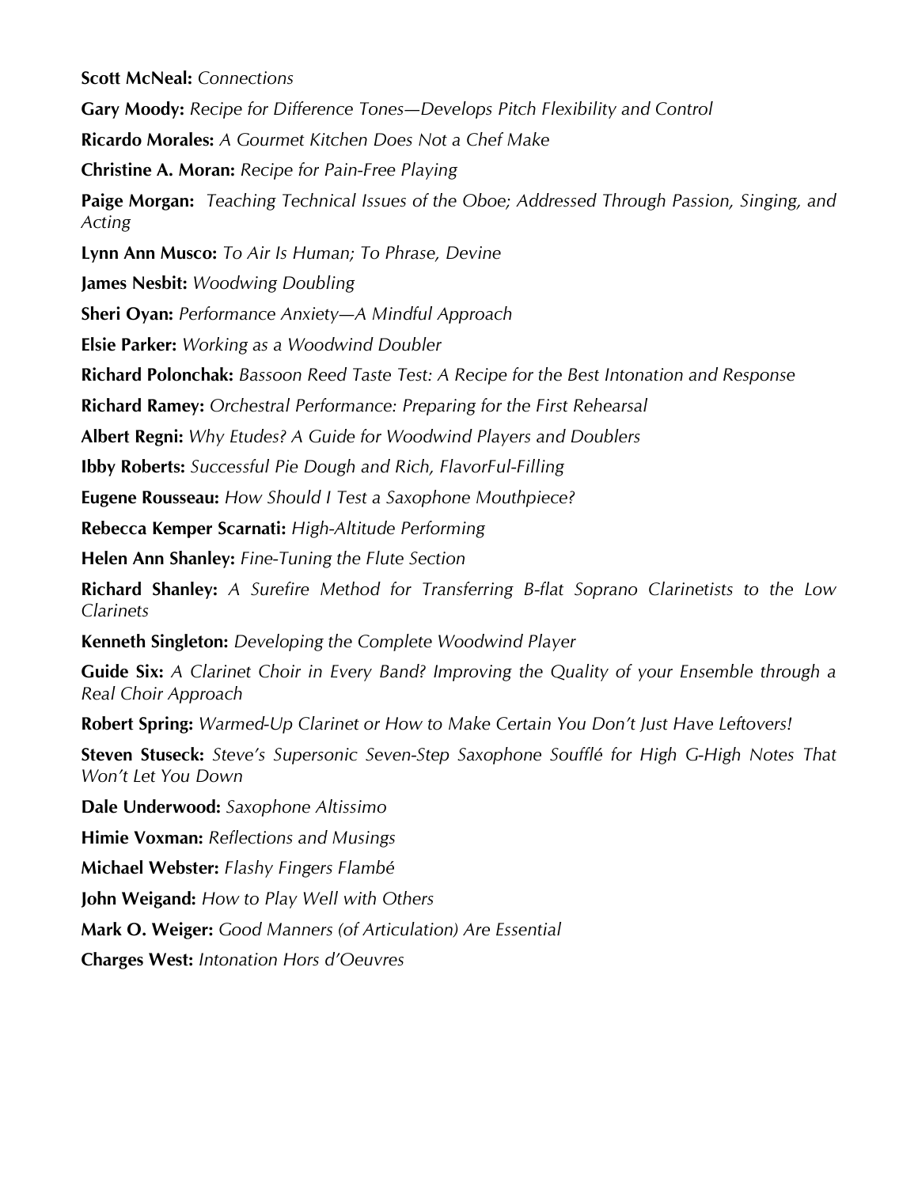**Scott McNeal:** *Connections*

**Gary Moody:** *Recipe for Difference Tones—Develops Pitch Flexibility and Control*

**Ricardo Morales:** *A Gourmet Kitchen Does Not a Chef Make*

**Christine A. Moran:** *Recipe for Pain-Free Playing*

**Paige Morgan:** *Teaching Technical Issues of the Oboe; Addressed Through Passion, Singing, and Acting*

**Lynn Ann Musco:** *To Air Is Human; To Phrase, Devine*

**James Nesbit:** *Woodwing Doubling*

**Sheri Oyan:** *Performance Anxiety—A Mindful Approach*

**Elsie Parker:** *Working as a Woodwind Doubler*

**Richard Polonchak:** *Bassoon Reed Taste Test: A Recipe for the Best Intonation and Response*

**Richard Ramey:** *Orchestral Performance: Preparing for the First Rehearsal*

**Albert Regni:** *Why Etudes? A Guide for Woodwind Players and Doublers*

**Ibby Roberts:** *Successful Pie Dough and Rich, FlavorFul-Filling*

**Eugene Rousseau:** *How Should I Test a Saxophone Mouthpiece?*

**Rebecca Kemper Scarnati:** *High-Altitude Performing*

**Helen Ann Shanley:** *Fine-Tuning the Flute Section*

**Richard Shanley:** *A Surefire Method for Transferring B-flat Soprano Clarinetists to the Low Clarinets*

**Kenneth Singleton:** *Developing the Complete Woodwind Player*

**Guide Six:** *A Clarinet Choir in Every Band? Improving the Quality of your Ensemble through a Real Choir Approach*

**Robert Spring:** *Warmed-Up Clarinet or How to Make Certain You Don't Just Have Leftovers!*

**Steven Stuseck:** *Steve's Supersonic Seven-Step Saxophone Soufflé for High G-High Notes That Won't Let You Down*

**Dale Underwood:** *Saxophone Altissimo*

**Himie Voxman:** *Reflections and Musings*

**Michael Webster:** *Flashy Fingers Flambé*

**John Weigand:** *How to Play Well with Others*

**Mark O. Weiger:** *Good Manners (of Articulation) Are Essential*

**Charges West:** *Intonation Hors d'Oeuvres*